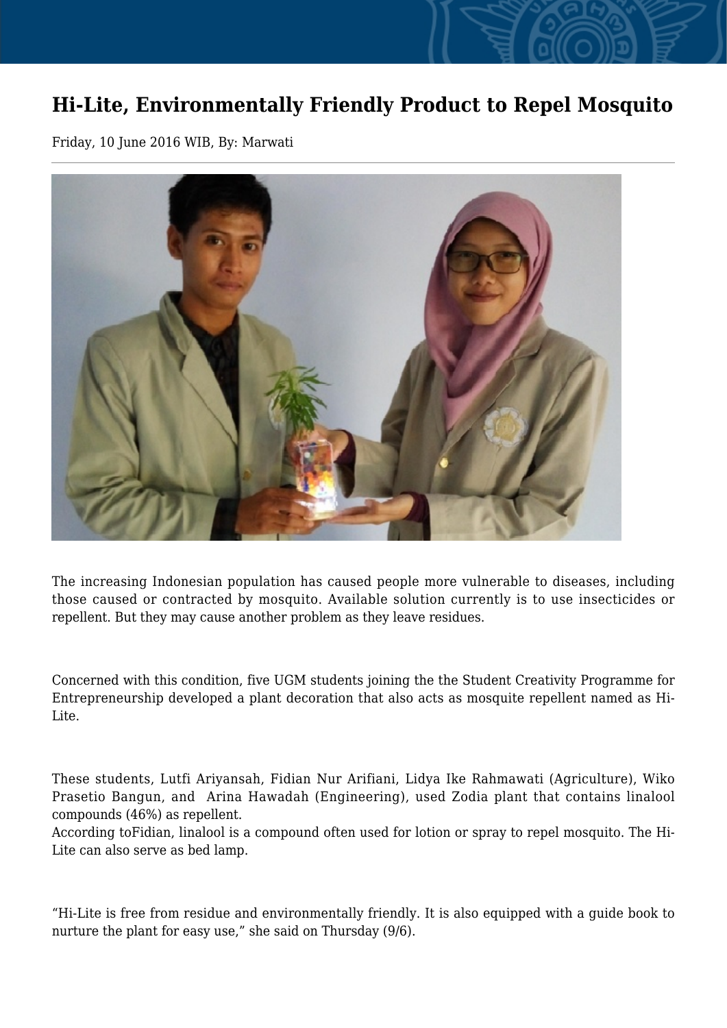# Hi-Lite, Environmentally Friendly Product to Repel Mosquito

Friday, 10 June 2016 WIB, By: Marwati

The increasing Indonesian population has caused people more vulnerable to diseases, including those caused or contracted by mosquito. Available solution currently is to use insecticides or repellent. But they may cause another problem as they leave residues.

Concerned with this condition, five UGM students joining the the Student Creativity Programme for Entrepreneurship developed a plant decoration that also acts as mosquite repellent named as Hi-Lite.

These students, Lutfi Ariyansah, Fidian Nur Arifiani, Lidya Ike Rahmawati (Agriculture), Wiko Prasetio Bangun, and  Arina Hawadah (Engineering), used Zodia plant that contains linalool compounds (46%) as repellent.
According toFidian, linalool is a compound often used for lotion or spray to repel mosquito. The Hi-Lite can also serve as bed lamp.

"Hi-Lite is free from residue and environmentally friendly. It is also equipped with a guide book to nurture the plant for easy use," she said on Thursday (9/6).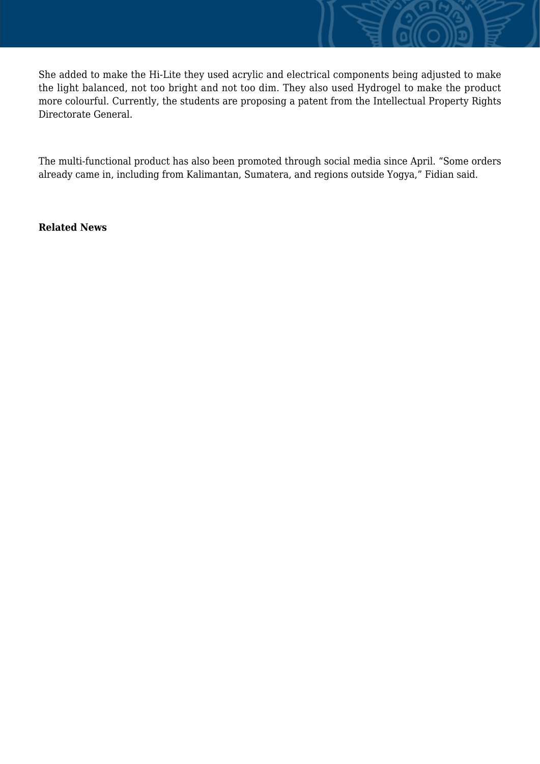She added to make the Hi-Lite they used acrylic and electrical components being adjusted to make the light balanced, not too bright and not too dim. They also used Hydrogel to make the product more colourful. Currently, the students are proposing a patent from the Intellectual Property Rights Directorate General.

The multi-functional product has also been promoted through social media since April. “Some orders already came in, including from Kalimantan, Sumatera, and regions outside Yogya,” Fidian said.

**Related News**